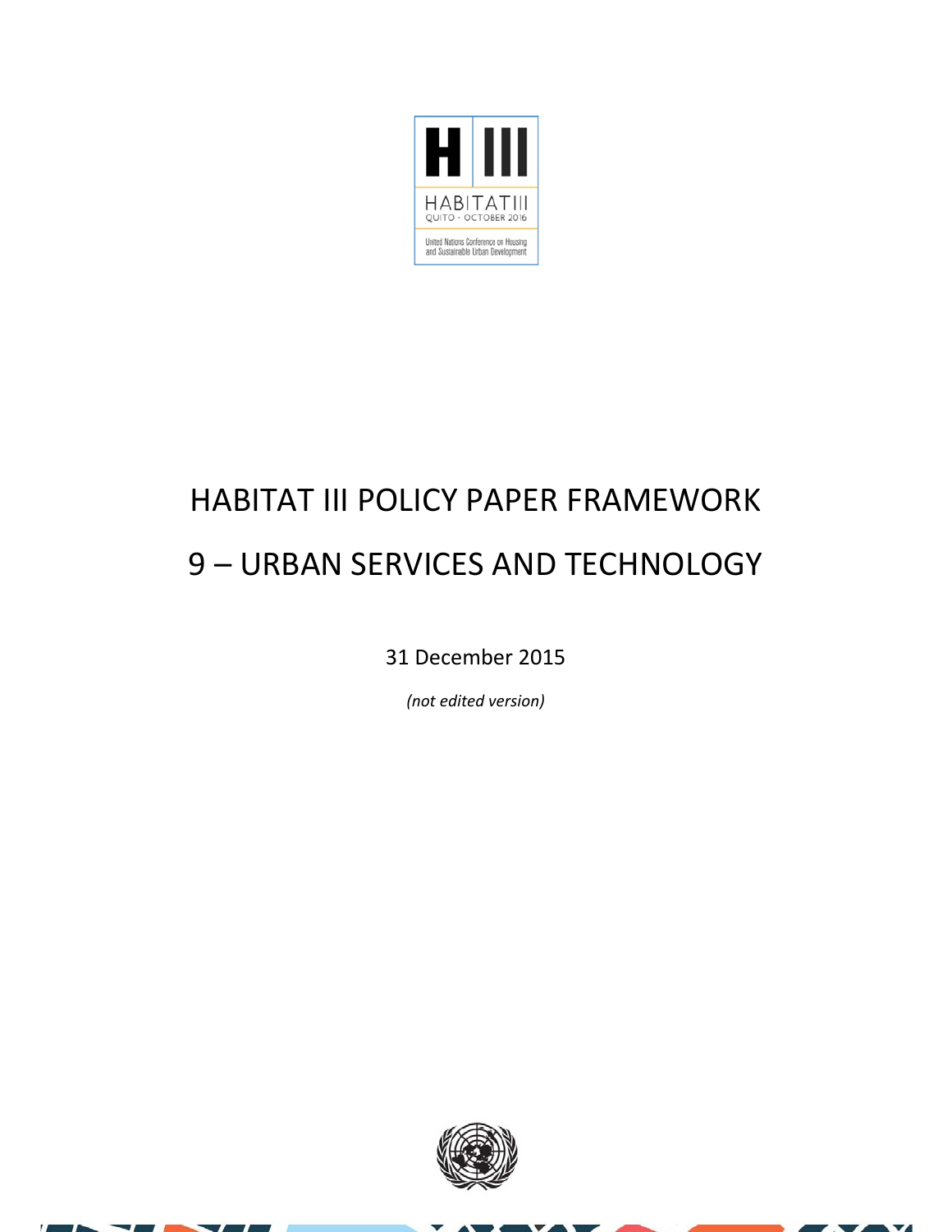HABITAT III

QUITO - OCTOBER 2016

United Nations Conference on Housing and Sustainable Urban Development

# HABITAT III POLICY PAPER FRAMEWORK

# 9 – URBAN SERVICES AND TECHNOLOGY

31 December 2015

*(not edited version)*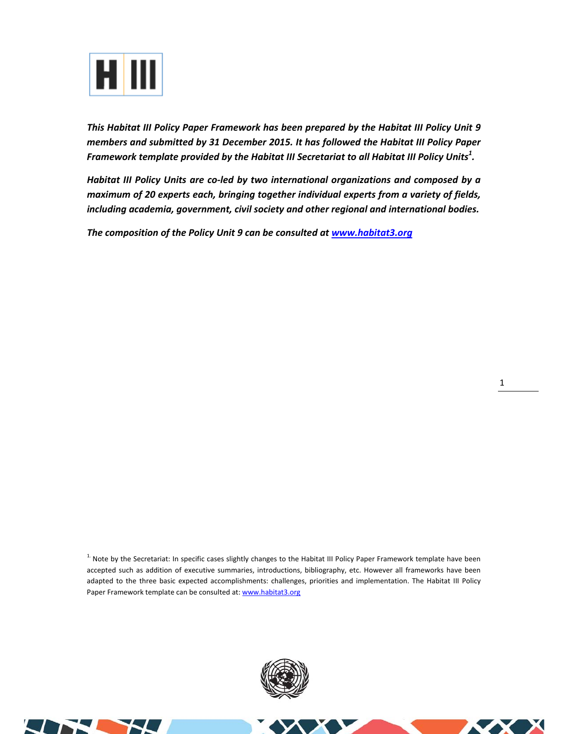***This Habitat III Policy Paper Framework has been prepared by the Habitat III Policy Unit 9 members and submitted by 31 December 2015. It has followed the Habitat III Policy Paper Framework template provided by the Habitat III Secretariat to all Habitat III Policy Units[1].***

***Habitat III Policy Units are co-led by two international organizations and composed by a maximum of 20 experts each, bringing together individual experts from a variety of fields, including academia, government, civil society and other regional and international bodies.***

***The composition of the Policy Unit 9 can be consulted at [www.habitat3.org](http://www.habitat3.org)***

[1] Note by the Secretariat: In specific cases slightly changes to the Habitat III Policy Paper Framework template have been accepted such as addition of executive summaries, introductions, bibliography, etc. However all frameworks have been adapted to the three basic expected accomplishments: challenges, priorities and implementation. The Habitat III Policy Paper Framework template can be consulted at: [www.habitat3.org](http://www.habitat3.org)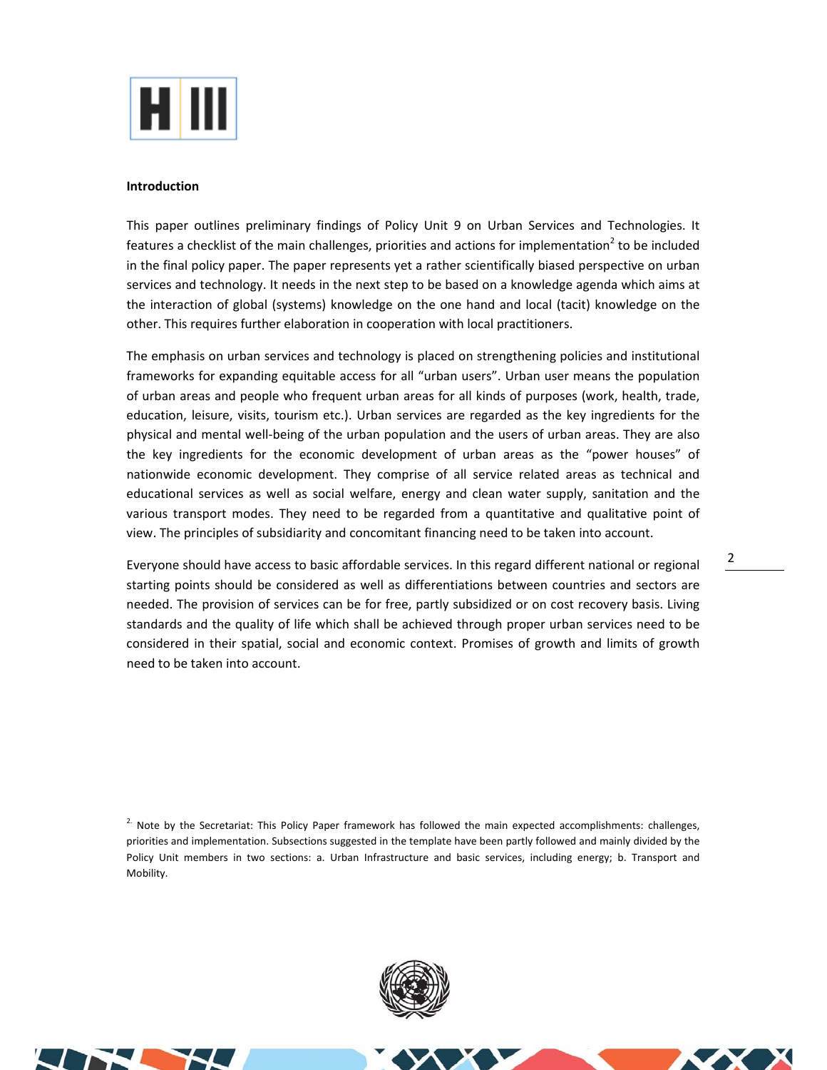## Introduction

This paper outlines preliminary findings of Policy Unit 9 on Urban Services and Technologies. It features a checklist of the main challenges, priorities and actions for implementation[2] to be included in the final policy paper. The paper represents yet a rather scientifically biased perspective on urban services and technology. It needs in the next step to be based on a knowledge agenda which aims at the interaction of global (systems) knowledge on the one hand and local (tacit) knowledge on the other. This requires further elaboration in cooperation with local practitioners.

The emphasis on urban services and technology is placed on strengthening policies and institutional frameworks for expanding equitable access for all "urban users". Urban user means the population of urban areas and people who frequent urban areas for all kinds of purposes (work, health, trade, education, leisure, visits, tourism etc.). Urban services are regarded as the key ingredients for the physical and mental well-being of the urban population and the users of urban areas. They are also the key ingredients for the economic development of urban areas as the "power houses" of nationwide economic development. They comprise of all service related areas as technical and educational services as well as social welfare, energy and clean water supply, sanitation and the various transport modes. They need to be regarded from a quantitative and qualitative point of view. The principles of subsidiarity and concomitant financing need to be taken into account.

Everyone should have access to basic affordable services. In this regard different national or regional starting points should be considered as well as differentiations between countries and sectors are needed. The provision of services can be for free, partly subsidized or on cost recovery basis. Living standards and the quality of life which shall be achieved through proper urban services need to be considered in their spatial, social and economic context. Promises of growth and limits of growth need to be taken into account.

[2] Note by the Secretariat: This Policy Paper framework has followed the main expected accomplishments: challenges, priorities and implementation. Subsections suggested in the template have been partly followed and mainly divided by the Policy Unit members in two sections: a. Urban Infrastructure and basic services, including energy; b. Transport and Mobility.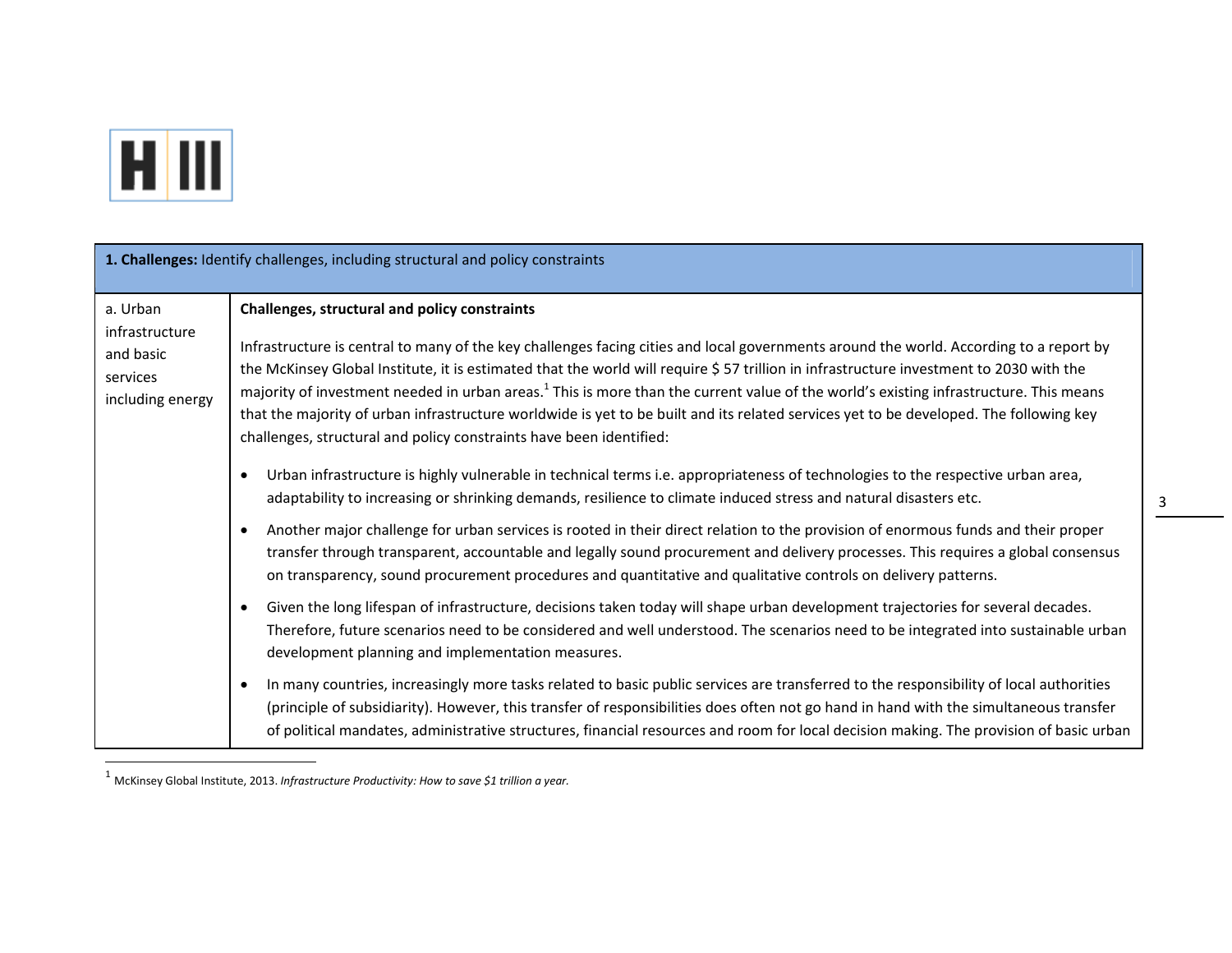| **1. Challenges:** Identify challenges, including structural and policy constraints | |
|---|---|
| a. Urban infrastructure and basic services including energy | **Challenges, structural and policy constraints**<br><br>Infrastructure is central to many of the key challenges facing cities and local governments around the world. According to a report by the McKinsey Global Institute, it is estimated that the world will require $ 57 trillion in infrastructure investment to 2030 with the majority of investment needed in urban areas.[1] This is more than the current value of the world's existing infrastructure. This means that the majority of urban infrastructure worldwide is yet to be built and its related services yet to be developed. The following key challenges, structural and policy constraints have been identified:<br><br>• Urban infrastructure is highly vulnerable in technical terms i.e. appropriateness of technologies to the respective urban area, adaptability to increasing or shrinking demands, resilience to climate induced stress and natural disasters etc.<br><br>• Another major challenge for urban services is rooted in their direct relation to the provision of enormous funds and their proper transfer through transparent, accountable and legally sound procurement and delivery processes. This requires a global consensus on transparency, sound procurement procedures and quantitative and qualitative controls on delivery patterns.<br><br>• Given the long lifespan of infrastructure, decisions taken today will shape urban development trajectories for several decades. Therefore, future scenarios need to be considered and well understood. The scenarios need to be integrated into sustainable urban development planning and implementation measures.<br><br>• In many countries, increasingly more tasks related to basic public services are transferred to the responsibility of local authorities (principle of subsidiarity). However, this transfer of responsibilities does often not go hand in hand with the simultaneous transfer of political mandates, administrative structures, financial resources and room for local decision making. The provision of basic urban |

[1] McKinsey Global Institute, 2013. *Infrastructure Productivity: How to save $1 trillion a year.*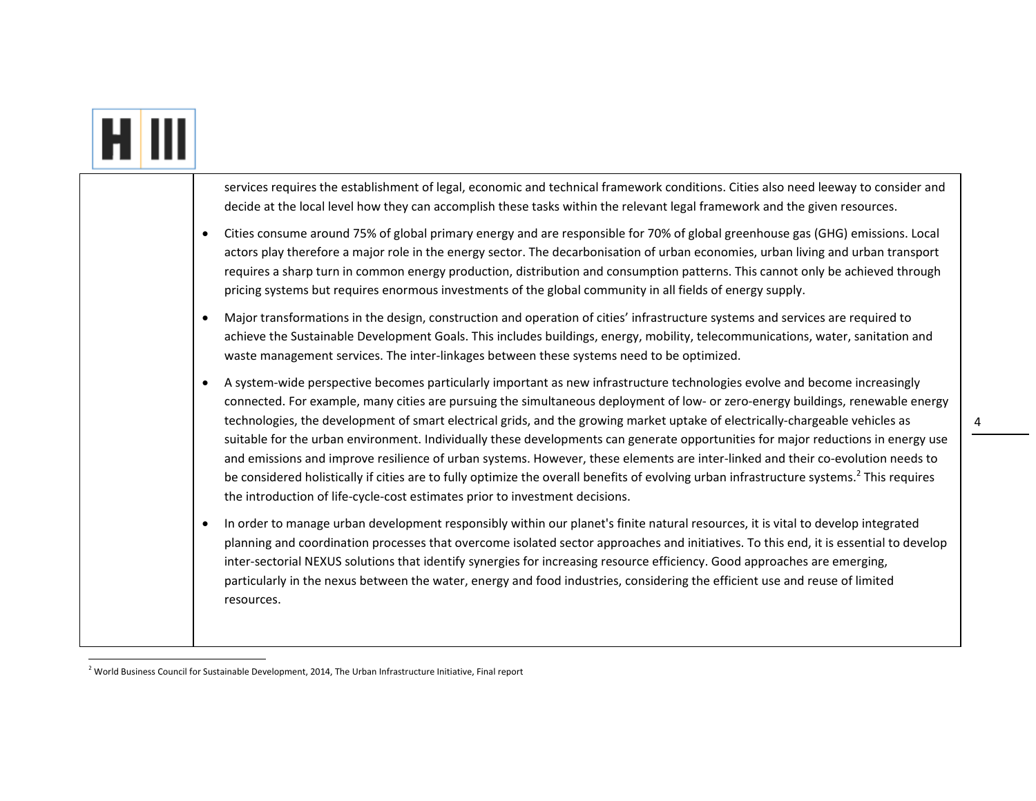services requires the establishment of legal, economic and technical framework conditions. Cities also need leeway to consider and decide at the local level how they can accomplish these tasks within the relevant legal framework and the given resources.

- Cities consume around 75% of global primary energy and are responsible for 70% of global greenhouse gas (GHG) emissions. Local actors play therefore a major role in the energy sector. The decarbonisation of urban economies, urban living and urban transport requires a sharp turn in common energy production, distribution and consumption patterns. This cannot only be achieved through pricing systems but requires enormous investments of the global community in all fields of energy supply.
- Major transformations in the design, construction and operation of cities' infrastructure systems and services are required to achieve the Sustainable Development Goals. This includes buildings, energy, mobility, telecommunications, water, sanitation and waste management services. The inter-linkages between these systems need to be optimized.
- A system-wide perspective becomes particularly important as new infrastructure technologies evolve and become increasingly connected. For example, many cities are pursuing the simultaneous deployment of low- or zero-energy buildings, renewable energy technologies, the development of smart electrical grids, and the growing market uptake of electrically-chargeable vehicles as suitable for the urban environment. Individually these developments can generate opportunities for major reductions in energy use and emissions and improve resilience of urban systems. However, these elements are inter-linked and their co-evolution needs to be considered holistically if cities are to fully optimize the overall benefits of evolving urban infrastructure systems.[2] This requires the introduction of life-cycle-cost estimates prior to investment decisions.
- In order to manage urban development responsibly within our planet's finite natural resources, it is vital to develop integrated planning and coordination processes that overcome isolated sector approaches and initiatives. To this end, it is essential to develop inter-sectorial NEXUS solutions that identify synergies for increasing resource efficiency. Good approaches are emerging, particularly in the nexus between the water, energy and food industries, considering the efficient use and reuse of limited resources.

[2] World Business Council for Sustainable Development, 2014, The Urban Infrastructure Initiative, Final report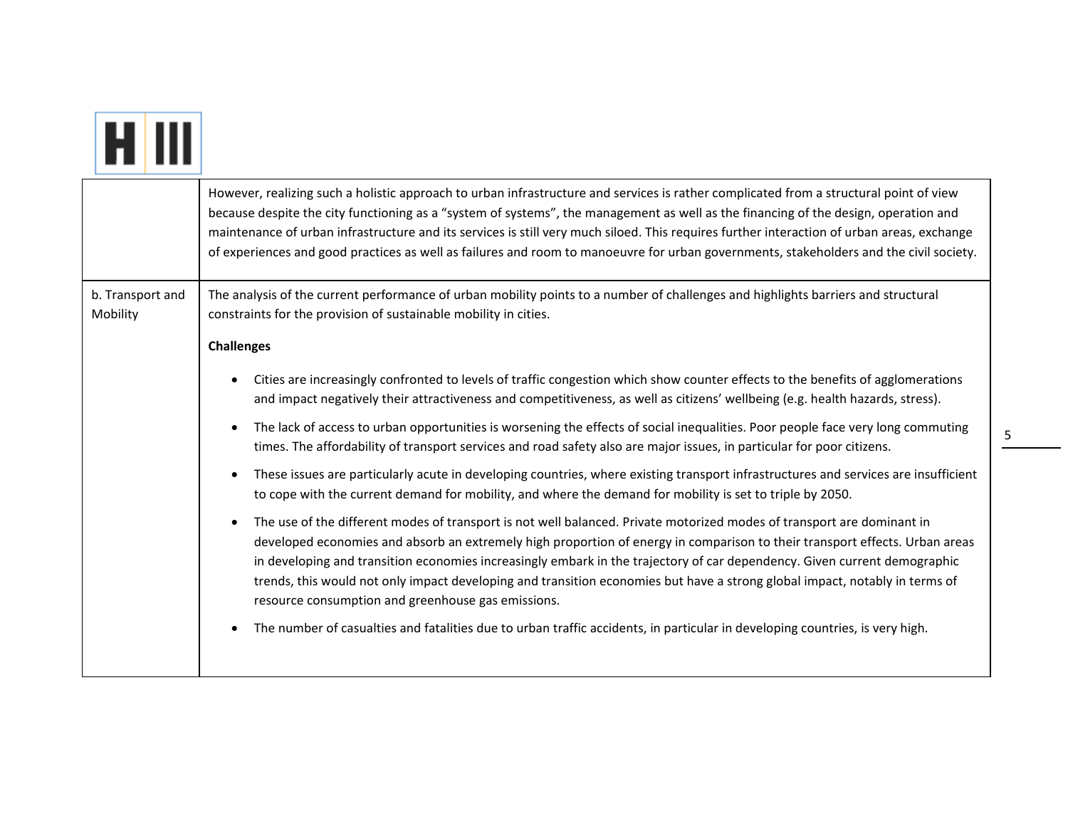| | |
|---|---|
| | However, realizing such a holistic approach to urban infrastructure and services is rather complicated from a structural point of view because despite the city functioning as a "system of systems", the management as well as the financing of the design, operation and maintenance of urban infrastructure and its services is still very much siloed. This requires further interaction of urban areas, exchange of experiences and good practices as well as failures and room to manoeuvre for urban governments, stakeholders and the civil society. |
| b. Transport and Mobility | The analysis of the current performance of urban mobility points to a number of challenges and highlights barriers and structural constraints for the provision of sustainable mobility in cities.<br><br>**Challenges**<br><br>• Cities are increasingly confronted to levels of traffic congestion which show counter effects to the benefits of agglomerations and impact negatively their attractiveness and competitiveness, as well as citizens' wellbeing (e.g. health hazards, stress).<br><br>• The lack of access to urban opportunities is worsening the effects of social inequalities. Poor people face very long commuting times. The affordability of transport services and road safety also are major issues, in particular for poor citizens.<br><br>• These issues are particularly acute in developing countries, where existing transport infrastructures and services are insufficient to cope with the current demand for mobility, and where the demand for mobility is set to triple by 2050.<br><br>• The use of the different modes of transport is not well balanced. Private motorized modes of transport are dominant in developed economies and absorb an extremely high proportion of energy in comparison to their transport effects. Urban areas in developing and transition economies increasingly embark in the trajectory of car dependency. Given current demographic trends, this would not only impact developing and transition economies but have a strong global impact, notably in terms of resource consumption and greenhouse gas emissions.<br><br>• The number of casualties and fatalities due to urban traffic accidents, in particular in developing countries, is very high. |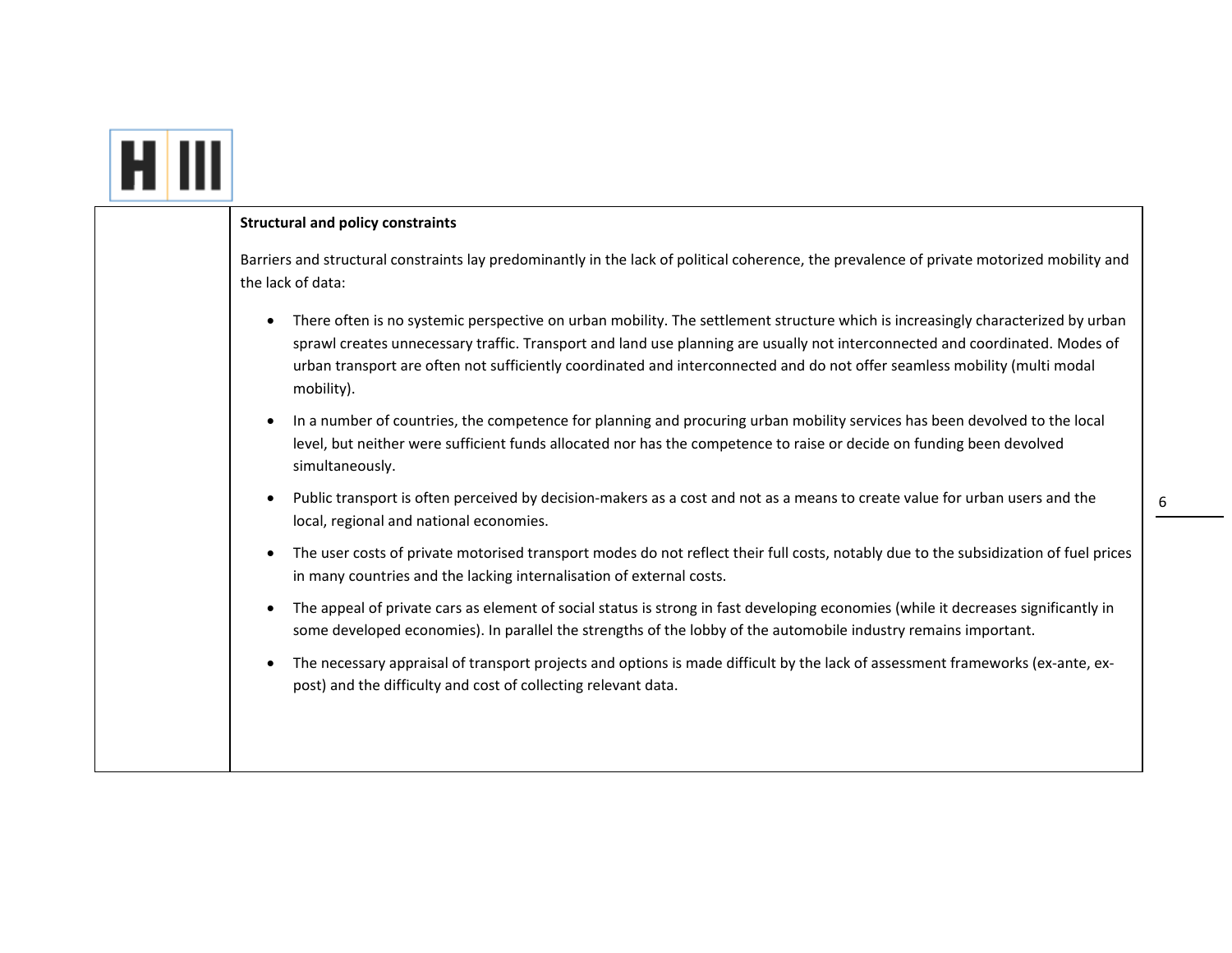**Structural and policy constraints**

Barriers and structural constraints lay predominantly in the lack of political coherence, the prevalence of private motorized mobility and the lack of data:

- There often is no systemic perspective on urban mobility. The settlement structure which is increasingly characterized by urban sprawl creates unnecessary traffic. Transport and land use planning are usually not interconnected and coordinated. Modes of urban transport are often not sufficiently coordinated and interconnected and do not offer seamless mobility (multi modal mobility).
- In a number of countries, the competence for planning and procuring urban mobility services has been devolved to the local level, but neither were sufficient funds allocated nor has the competence to raise or decide on funding been devolved simultaneously.
- Public transport is often perceived by decision-makers as a cost and not as a means to create value for urban users and the local, regional and national economies.
- The user costs of private motorised transport modes do not reflect their full costs, notably due to the subsidization of fuel prices in many countries and the lacking internalisation of external costs.
- The appeal of private cars as element of social status is strong in fast developing economies (while it decreases significantly in some developed economies). In parallel the strengths of the lobby of the automobile industry remains important.
- The necessary appraisal of transport projects and options is made difficult by the lack of assessment frameworks (ex-ante, ex-post) and the difficulty and cost of collecting relevant data.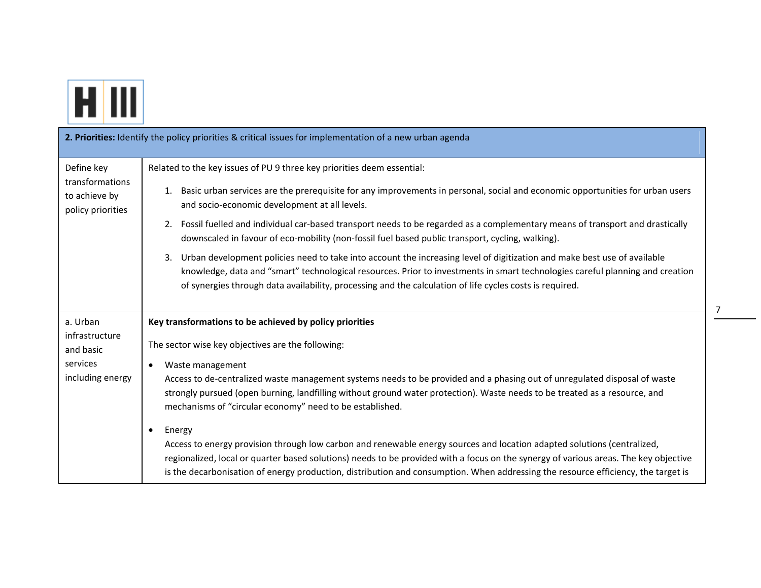| 2. **Priorities:** Identify the policy priorities & critical issues for implementation of a new urban agenda | |
|---|---|
| Define key transformations to achieve by policy priorities | Related to the key issues of PU 9 three key priorities deem essential:<br><br>1. Basic urban services are the prerequisite for any improvements in personal, social and economic opportunities for urban users and socio-economic development at all levels.<br>2. Fossil fuelled and individual car-based transport needs to be regarded as a complementary means of transport and drastically downscaled in favour of eco-mobility (non-fossil fuel based public transport, cycling, walking).<br>3. Urban development policies need to take into account the increasing level of digitization and make best use of available knowledge, data and "smart" technological resources. Prior to investments in smart technologies careful planning and creation of synergies through data availability, processing and the calculation of life cycles costs is required. |
| a. Urban infrastructure and basic services including energy | **Key transformations to be achieved by policy priorities**<br><br>The sector wise key objectives are the following:<br><br>• Waste management<br>Access to de-centralized waste management systems needs to be provided and a phasing out of unregulated disposal of waste strongly pursued (open burning, landfilling without ground water protection). Waste needs to be treated as a resource, and mechanisms of "circular economy" need to be established.<br><br>• Energy<br>Access to energy provision through low carbon and renewable energy sources and location adapted solutions (centralized, regionalized, local or quarter based solutions) needs to be provided with a focus on the synergy of various areas. The key objective is the decarbonisation of energy production, distribution and consumption. When addressing the resource efficiency, the target is |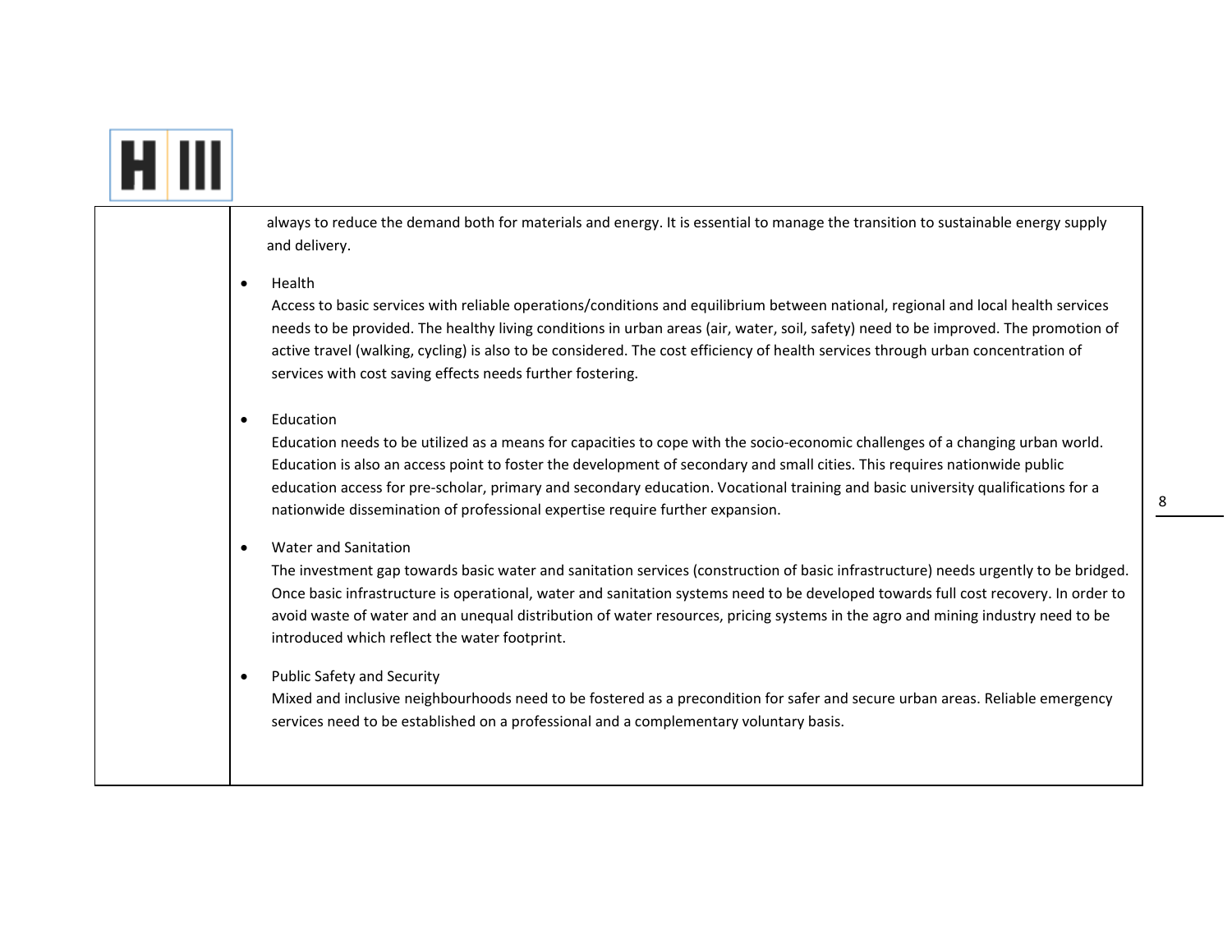always to reduce the demand both for materials and energy. It is essential to manage the transition to sustainable energy supply and delivery.

- Health
  Access to basic services with reliable operations/conditions and equilibrium between national, regional and local health services needs to be provided. The healthy living conditions in urban areas (air, water, soil, safety) need to be improved. The promotion of active travel (walking, cycling) is also to be considered. The cost efficiency of health services through urban concentration of services with cost saving effects needs further fostering.

- Education
  Education needs to be utilized as a means for capacities to cope with the socio-economic challenges of a changing urban world. Education is also an access point to foster the development of secondary and small cities. This requires nationwide public education access for pre-scholar, primary and secondary education. Vocational training and basic university qualifications for a nationwide dissemination of professional expertise require further expansion.

- Water and Sanitation
  The investment gap towards basic water and sanitation services (construction of basic infrastructure) needs urgently to be bridged. Once basic infrastructure is operational, water and sanitation systems need to be developed towards full cost recovery. In order to avoid waste of water and an unequal distribution of water resources, pricing systems in the agro and mining industry need to be introduced which reflect the water footprint.

- Public Safety and Security
  Mixed and inclusive neighbourhoods need to be fostered as a precondition for safer and secure urban areas. Reliable emergency services need to be established on a professional and a complementary voluntary basis.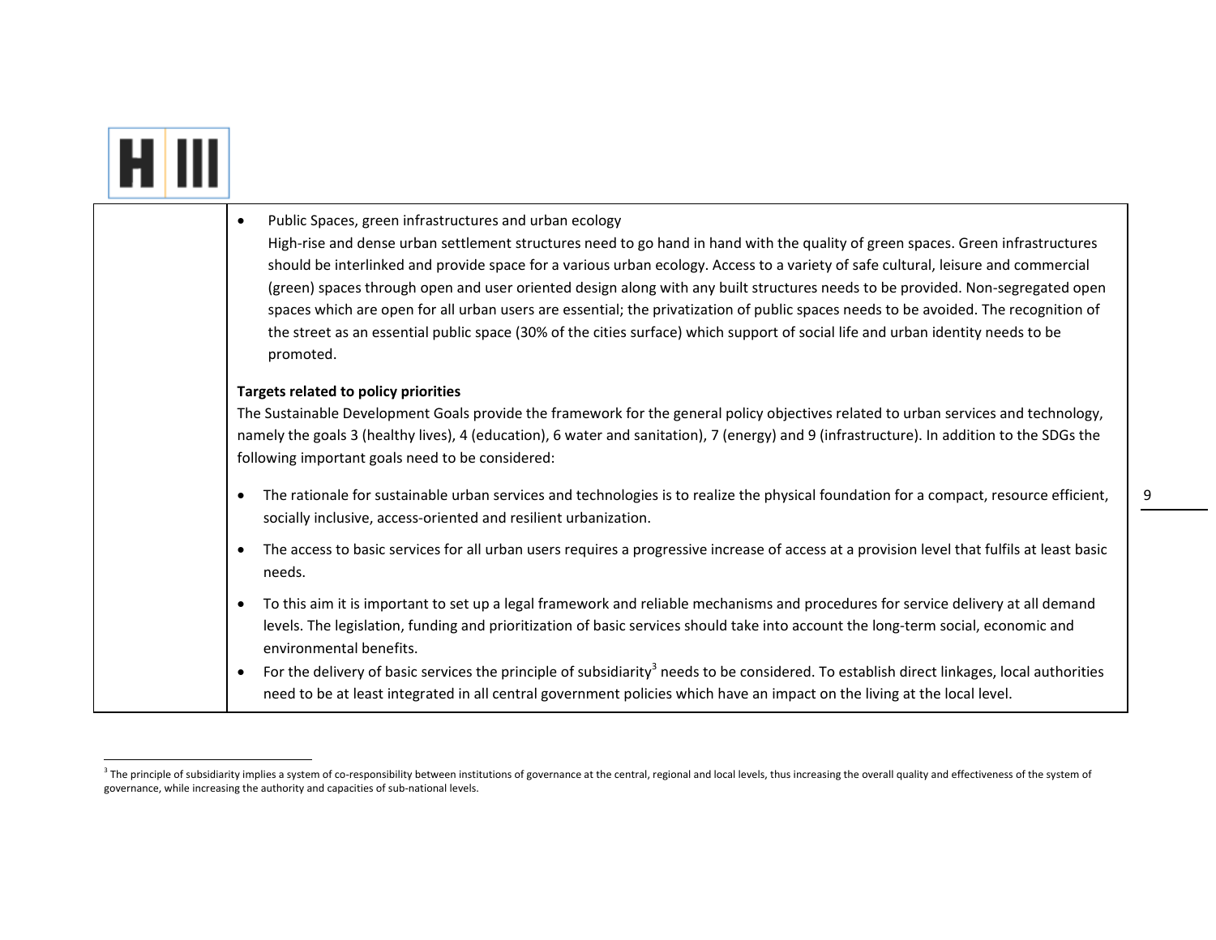- Public Spaces, green infrastructures and urban ecology
  High-rise and dense urban settlement structures need to go hand in hand with the quality of green spaces. Green infrastructures should be interlinked and provide space for a various urban ecology. Access to a variety of safe cultural, leisure and commercial (green) spaces through open and user oriented design along with any built structures needs to be provided. Non-segregated open spaces which are open for all urban users are essential; the privatization of public spaces needs to be avoided. The recognition of the street as an essential public space (30% of the cities surface) which support of social life and urban identity needs to be promoted.

**Targets related to policy priorities**

The Sustainable Development Goals provide the framework for the general policy objectives related to urban services and technology, namely the goals 3 (healthy lives), 4 (education), 6 water and sanitation), 7 (energy) and 9 (infrastructure). In addition to the SDGs the following important goals need to be considered:

- The rationale for sustainable urban services and technologies is to realize the physical foundation for a compact, resource efficient, socially inclusive, access-oriented and resilient urbanization.
- The access to basic services for all urban users requires a progressive increase of access at a provision level that fulfils at least basic needs.
- To this aim it is important to set up a legal framework and reliable mechanisms and procedures for service delivery at all demand levels. The legislation, funding and prioritization of basic services should take into account the long-term social, economic and environmental benefits.
- For the delivery of basic services the principle of subsidiarity[3] needs to be considered. To establish direct linkages, local authorities need to be at least integrated in all central government policies which have an impact on the living at the local level.

[3] The principle of subsidiarity implies a system of co-responsibility between institutions of governance at the central, regional and local levels, thus increasing the overall quality and effectiveness of the system of governance, while increasing the authority and capacities of sub-national levels.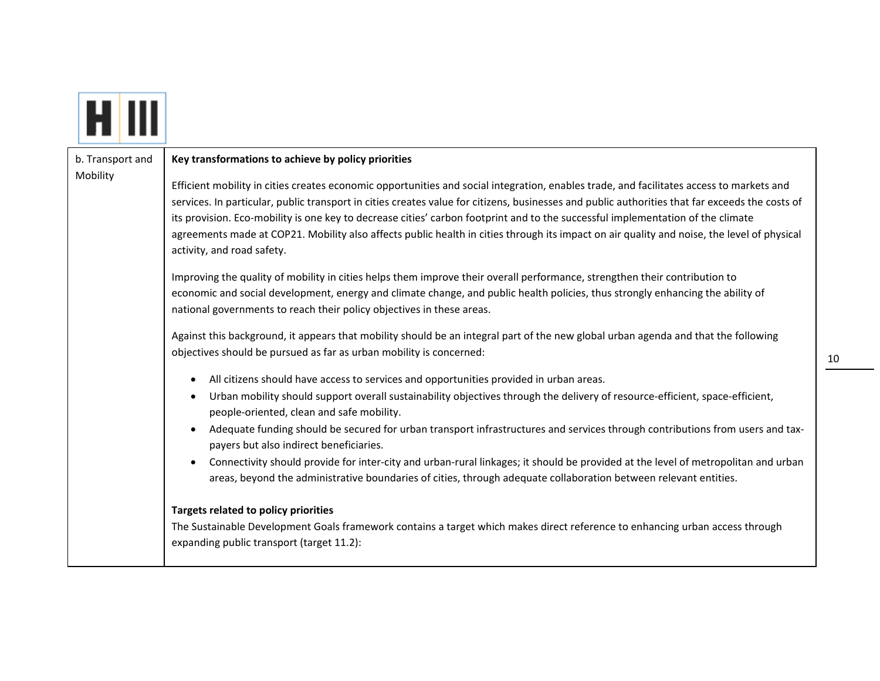| b. Transport and Mobility | **Key transformations to achieve by policy priorities**<br><br>Efficient mobility in cities creates economic opportunities and social integration, enables trade, and facilitates access to markets and services. In particular, public transport in cities creates value for citizens, businesses and public authorities that far exceeds the costs of its provision. Eco-mobility is one key to decrease cities' carbon footprint and to the successful implementation of the climate agreements made at COP21. Mobility also affects public health in cities through its impact on air quality and noise, the level of physical activity, and road safety.<br><br>Improving the quality of mobility in cities helps them improve their overall performance, strengthen their contribution to economic and social development, energy and climate change, and public health policies, thus strongly enhancing the ability of national governments to reach their policy objectives in these areas.<br><br>Against this background, it appears that mobility should be an integral part of the new global urban agenda and that the following objectives should be pursued as far as urban mobility is concerned:<br><br>• All citizens should have access to services and opportunities provided in urban areas.<br>• Urban mobility should support overall sustainability objectives through the delivery of resource-efficient, space-efficient, people-oriented, clean and safe mobility.<br>• Adequate funding should be secured for urban transport infrastructures and services through contributions from users and tax-payers but also indirect beneficiaries.<br>• Connectivity should provide for inter-city and urban-rural linkages; it should be provided at the level of metropolitan and urban areas, beyond the administrative boundaries of cities, through adequate collaboration between relevant entities.<br><br>**Targets related to policy priorities**<br>The Sustainable Development Goals framework contains a target which makes direct reference to enhancing urban access through expanding public transport (target 11.2): |
|---|---|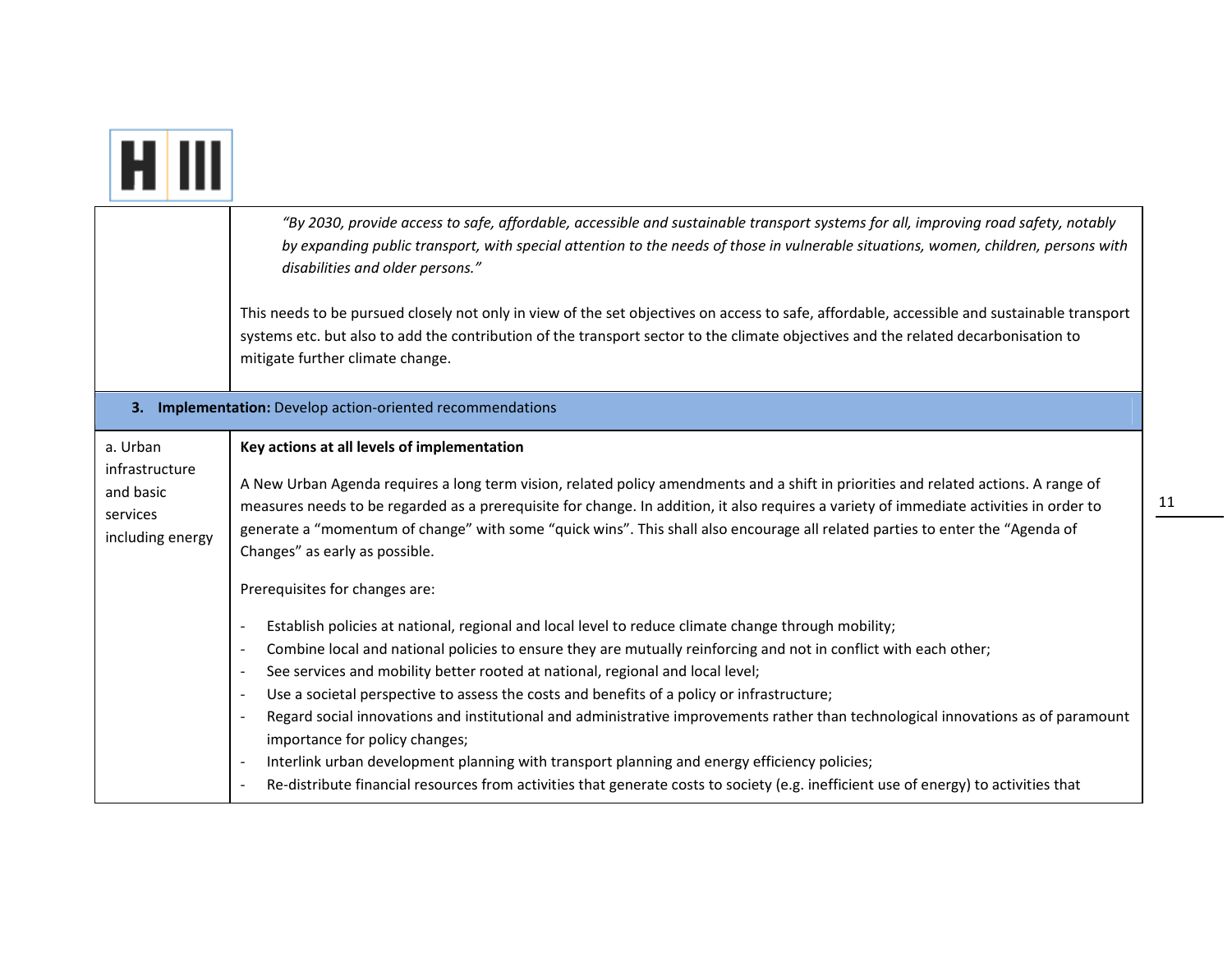| | |
|---|---|
| | *"By 2030, provide access to safe, affordable, accessible and sustainable transport systems for all, improving road safety, notably by expanding public transport, with special attention to the needs of those in vulnerable situations, women, children, persons with disabilities and older persons."*<br><br>This needs to be pursued closely not only in view of the set objectives on access to safe, affordable, accessible and sustainable transport systems etc. but also to add the contribution of the transport sector to the climate objectives and the related decarbonisation to mitigate further climate change. |
| **3. Implementation:** Develop action-oriented recommendations | |
| a. Urban infrastructure and basic services including energy | **Key actions at all levels of implementation**<br><br>A New Urban Agenda requires a long term vision, related policy amendments and a shift in priorities and related actions. A range of measures needs to be regarded as a prerequisite for change. In addition, it also requires a variety of immediate activities in order to generate a "momentum of change" with some "quick wins". This shall also encourage all related parties to enter the "Agenda of Changes" as early as possible.<br><br>Prerequisites for changes are:<br><br>- Establish policies at national, regional and local level to reduce climate change through mobility;<br>- Combine local and national policies to ensure they are mutually reinforcing and not in conflict with each other;<br>- See services and mobility better rooted at national, regional and local level;<br>- Use a societal perspective to assess the costs and benefits of a policy or infrastructure;<br>- Regard social innovations and institutional and administrative improvements rather than technological innovations as of paramount importance for policy changes;<br>- Interlink urban development planning with transport planning and energy efficiency policies;<br>- Re-distribute financial resources from activities that generate costs to society (e.g. inefficient use of energy) to activities that |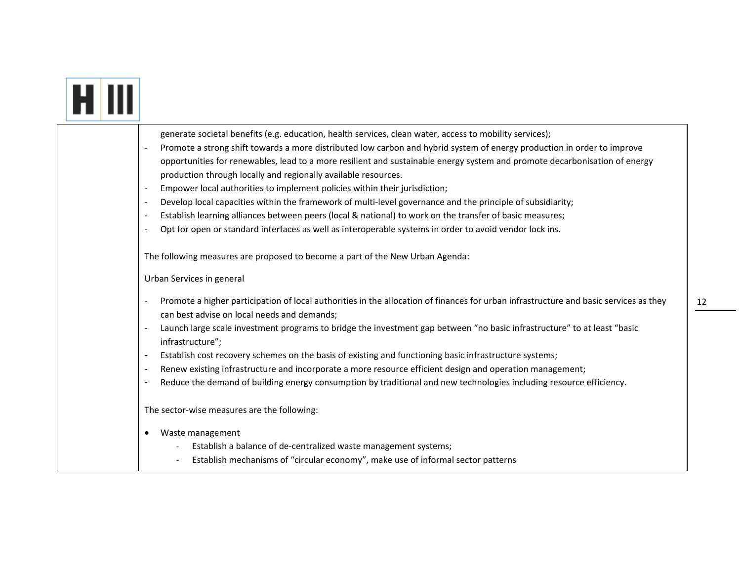| | generate societal benefits (e.g. education, health services, clean water, access to mobility services);<br>- Promote a strong shift towards a more distributed low carbon and hybrid system of energy production in order to improve opportunities for renewables, lead to a more resilient and sustainable energy system and promote decarbonisation of energy production through locally and regionally available resources.<br>- Empower local authorities to implement policies within their jurisdiction;<br>- Develop local capacities within the framework of multi-level governance and the principle of subsidiarity;<br>- Establish learning alliances between peers (local & national) to work on the transfer of basic measures;<br>- Opt for open or standard interfaces as well as interoperable systems in order to avoid vendor lock ins.<br><br>The following measures are proposed to become a part of the New Urban Agenda:<br><br>Urban Services in general<br><br>- Promote a higher participation of local authorities in the allocation of finances for urban infrastructure and basic services as they can best advise on local needs and demands;<br>- Launch large scale investment programs to bridge the investment gap between "no basic infrastructure" to at least "basic infrastructure";<br>- Establish cost recovery schemes on the basis of existing and functioning basic infrastructure systems;<br>- Renew existing infrastructure and incorporate a more resource efficient design and operation management;<br>- Reduce the demand of building energy consumption by traditional and new technologies including resource efficiency.<br><br>The sector-wise measures are the following:<br><br>• Waste management<br>  - Establish a balance of de-centralized waste management systems;<br>  - Establish mechanisms of "circular economy", make use of informal sector patterns |
|---|---|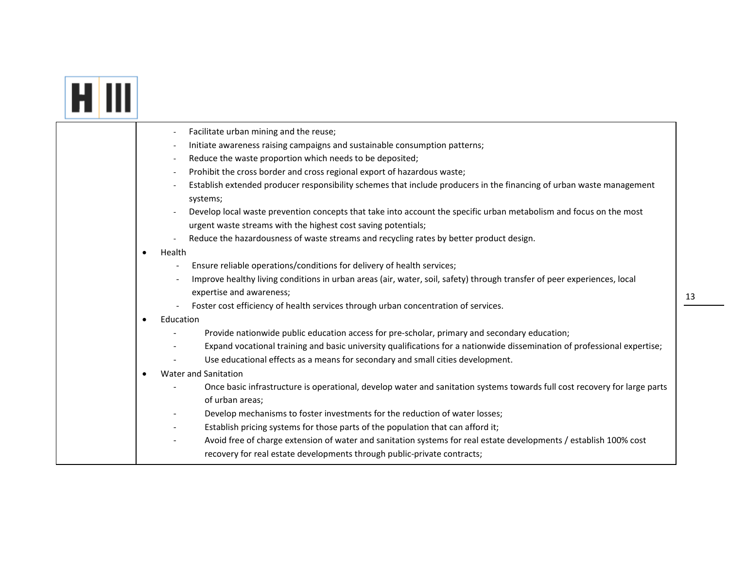| | - Facilitate urban mining and the reuse;<br>- Initiate awareness raising campaigns and sustainable consumption patterns;<br>- Reduce the waste proportion which needs to be deposited;<br>- Prohibit the cross border and cross regional export of hazardous waste;<br>- Establish extended producer responsibility schemes that include producers in the financing of urban waste management systems;<br>- Develop local waste prevention concepts that take into account the specific urban metabolism and focus on the most urgent waste streams with the highest cost saving potentials;<br>- Reduce the hazardousness of waste streams and recycling rates by better product design.<br>• Health<br>- Ensure reliable operations/conditions for delivery of health services;<br>- Improve healthy living conditions in urban areas (air, water, soil, safety) through transfer of peer experiences, local expertise and awareness;<br>- Foster cost efficiency of health services through urban concentration of services.<br>• Education<br>- Provide nationwide public education access for pre-scholar, primary and secondary education;<br>- Expand vocational training and basic university qualifications for a nationwide dissemination of professional expertise;<br>- Use educational effects as a means for secondary and small cities development.<br>• Water and Sanitation<br>- Once basic infrastructure is operational, develop water and sanitation systems towards full cost recovery for large parts of urban areas;<br>- Develop mechanisms to foster investments for the reduction of water losses;<br>- Establish pricing systems for those parts of the population that can afford it;<br>- Avoid free of charge extension of water and sanitation systems for real estate developments / establish 100% cost recovery for real estate developments through public-private contracts; |
|---|---|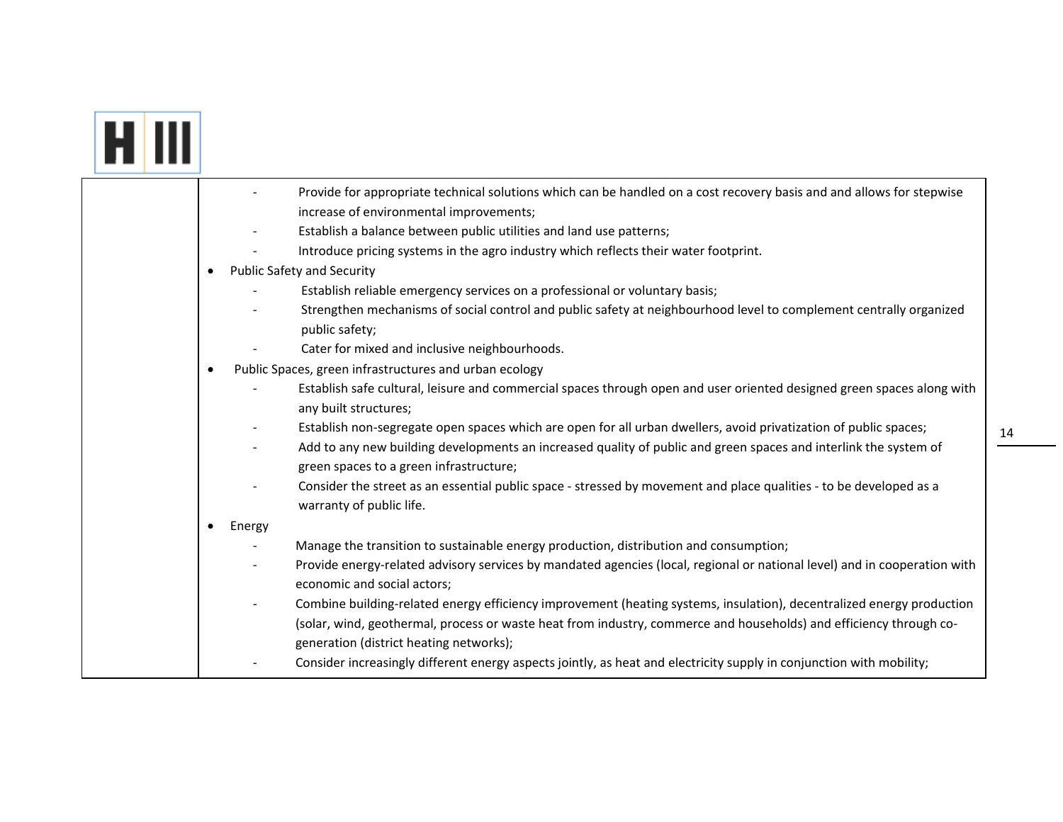| | |
|---|---|
| | - Provide for appropriate technical solutions which can be handled on a cost recovery basis and and allows for stepwise increase of environmental improvements;<br>- Establish a balance between public utilities and land use patterns;<br>- Introduce pricing systems in the agro industry which reflects their water footprint.<br><br>• Public Safety and Security<br>- Establish reliable emergency services on a professional or voluntary basis;<br>- Strengthen mechanisms of social control and public safety at neighbourhood level to complement centrally organized public safety;<br>- Cater for mixed and inclusive neighbourhoods.<br><br>• Public Spaces, green infrastructures and urban ecology<br>- Establish safe cultural, leisure and commercial spaces through open and user oriented designed green spaces along with any built structures;<br>- Establish non-segregate open spaces which are open for all urban dwellers, avoid privatization of public spaces;<br>- Add to any new building developments an increased quality of public and green spaces and interlink the system of green spaces to a green infrastructure;<br>- Consider the street as an essential public space - stressed by movement and place qualities - to be developed as a warranty of public life.<br><br>• Energy<br>- Manage the transition to sustainable energy production, distribution and consumption;<br>- Provide energy-related advisory services by mandated agencies (local, regional or national level) and in cooperation with economic and social actors;<br>- Combine building-related energy efficiency improvement (heating systems, insulation), decentralized energy production (solar, wind, geothermal, process or waste heat from industry, commerce and households) and efficiency through co-generation (district heating networks);<br>- Consider increasingly different energy aspects jointly, as heat and electricity supply in conjunction with mobility; |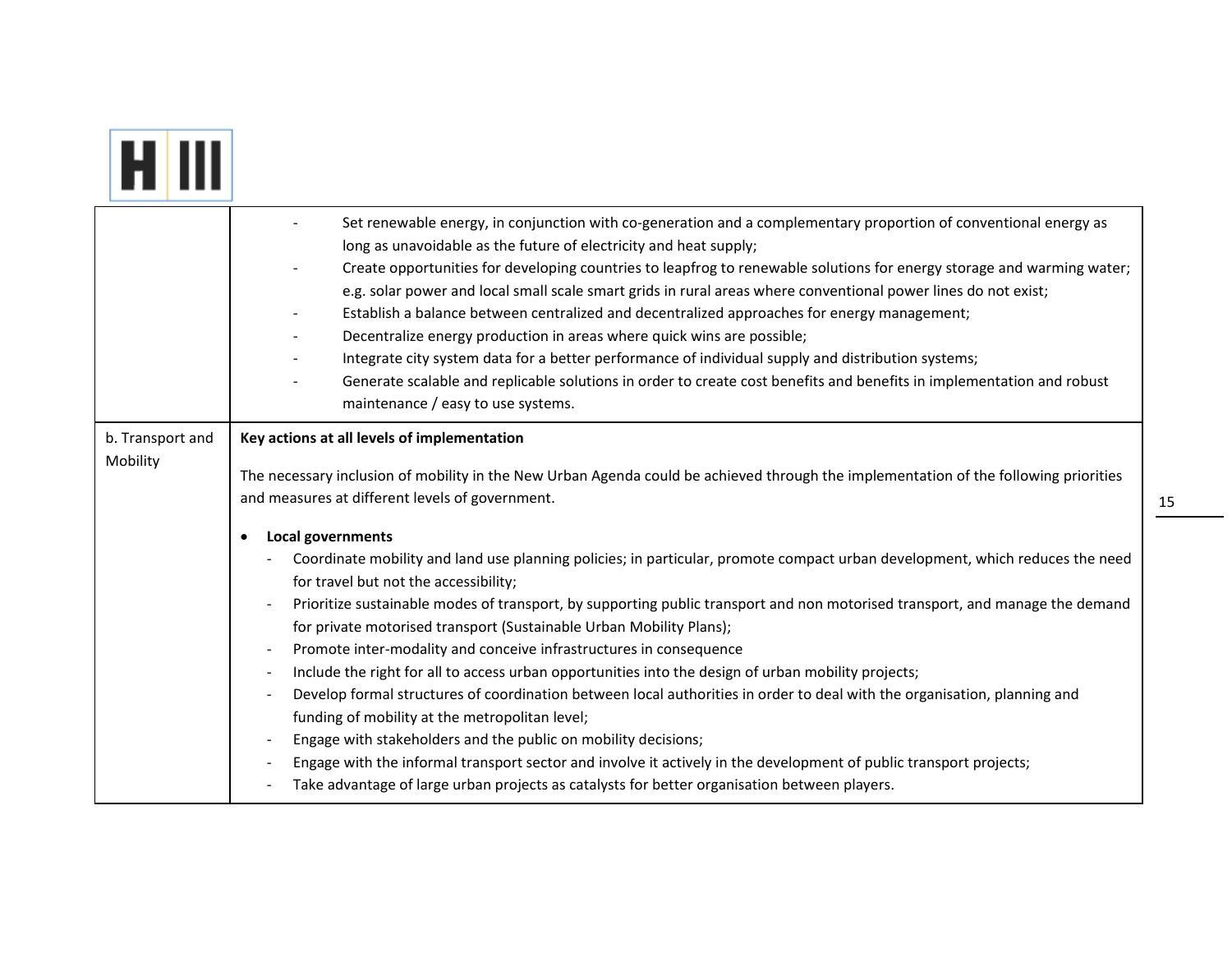| | |
|---|---|
| | - Set renewable energy, in conjunction with co-generation and a complementary proportion of conventional energy as long as unavoidable as the future of electricity and heat supply;<br>- Create opportunities for developing countries to leapfrog to renewable solutions for energy storage and warming water; e.g. solar power and local small scale smart grids in rural areas where conventional power lines do not exist;<br>- Establish a balance between centralized and decentralized approaches for energy management;<br>- Decentralize energy production in areas where quick wins are possible;<br>- Integrate city system data for a better performance of individual supply and distribution systems;<br>- Generate scalable and replicable solutions in order to create cost benefits and benefits in implementation and robust maintenance / easy to use systems. |
| b. Transport and Mobility | **Key actions at all levels of implementation**<br><br>The necessary inclusion of mobility in the New Urban Agenda could be achieved through the implementation of the following priorities and measures at different levels of government.<br><br>• **Local governments**<br>- Coordinate mobility and land use planning policies; in particular, promote compact urban development, which reduces the need for travel but not the accessibility;<br>- Prioritize sustainable modes of transport, by supporting public transport and non motorised transport, and manage the demand for private motorised transport (Sustainable Urban Mobility Plans);<br>- Promote inter-modality and conceive infrastructures in consequence<br>- Include the right for all to access urban opportunities into the design of urban mobility projects;<br>- Develop formal structures of coordination between local authorities in order to deal with the organisation, planning and funding of mobility at the metropolitan level;<br>- Engage with stakeholders and the public on mobility decisions;<br>- Engage with the informal transport sector and involve it actively in the development of public transport projects;<br>- Take advantage of large urban projects as catalysts for better organisation between players. |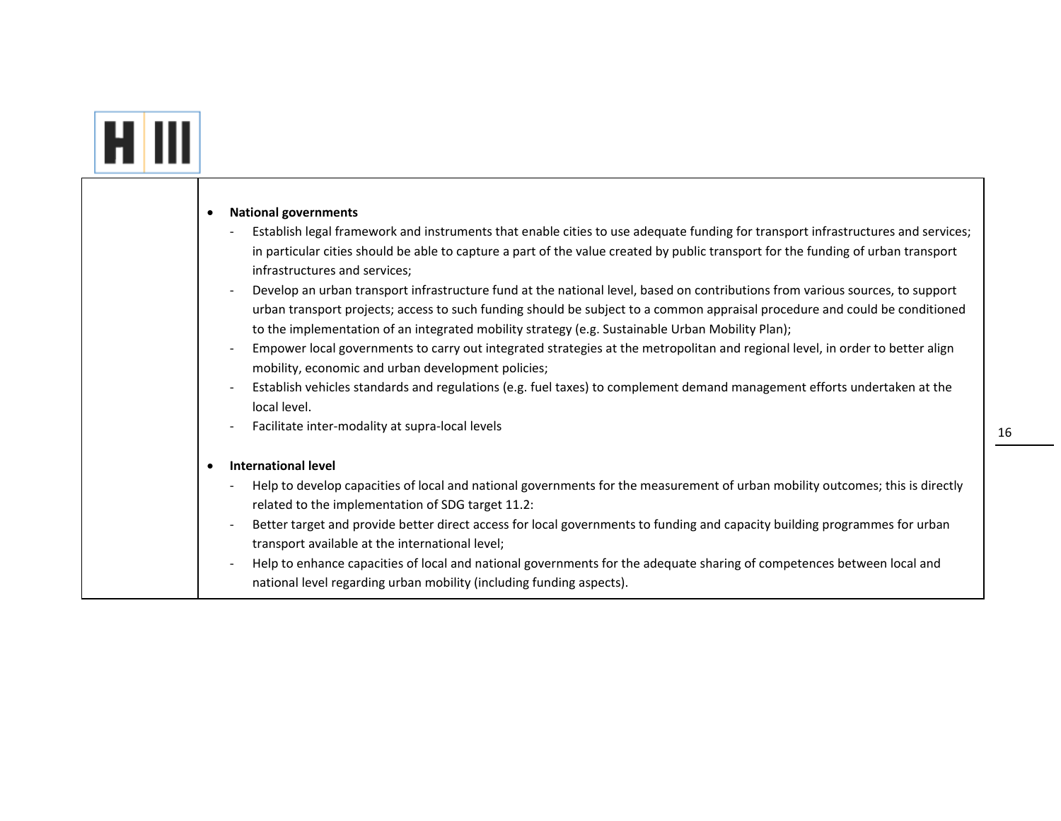| | |
|---|---|
| | • **National governments**<br>- Establish legal framework and instruments that enable cities to use adequate funding for transport infrastructures and services; in particular cities should be able to capture a part of the value created by public transport for the funding of urban transport infrastructures and services;<br>- Develop an urban transport infrastructure fund at the national level, based on contributions from various sources, to support urban transport projects; access to such funding should be subject to a common appraisal procedure and could be conditioned to the implementation of an integrated mobility strategy (e.g. Sustainable Urban Mobility Plan);<br>- Empower local governments to carry out integrated strategies at the metropolitan and regional level, in order to better align mobility, economic and urban development policies;<br>- Establish vehicles standards and regulations (e.g. fuel taxes) to complement demand management efforts undertaken at the local level.<br>- Facilitate inter-modality at supra-local levels<br><br>• **International level**<br>- Help to develop capacities of local and national governments for the measurement of urban mobility outcomes; this is directly related to the implementation of SDG target 11.2:<br>- Better target and provide better direct access for local governments to funding and capacity building programmes for urban transport available at the international level;<br>- Help to enhance capacities of local and national governments for the adequate sharing of competences between local and national level regarding urban mobility (including funding aspects). |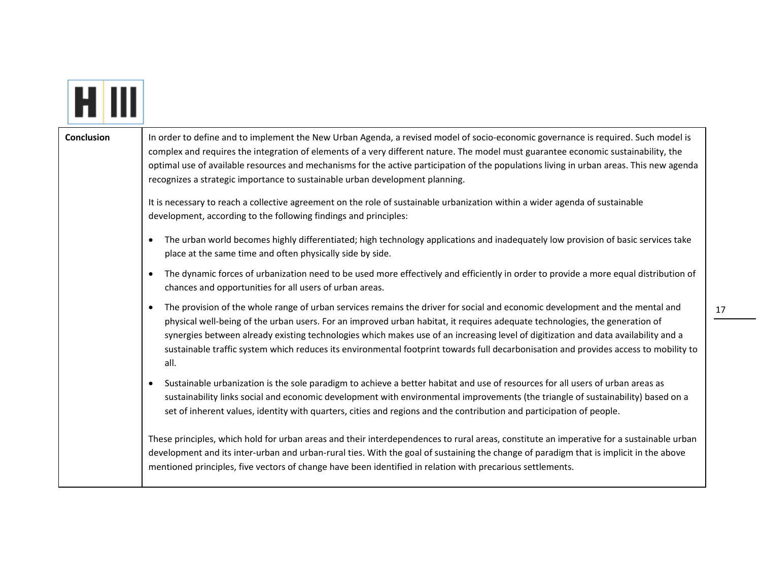| Conclusion | In order to define and to implement the New Urban Agenda, a revised model of socio-economic governance is required. Such model is complex and requires the integration of elements of a very different nature. The model must guarantee economic sustainability, the optimal use of available resources and mechanisms for the active participation of the populations living in urban areas. This new agenda recognizes a strategic importance to sustainable urban development planning.<br><br>It is necessary to reach a collective agreement on the role of sustainable urbanization within a wider agenda of sustainable development, according to the following findings and principles:<br><br>• The urban world becomes highly differentiated; high technology applications and inadequately low provision of basic services take place at the same time and often physically side by side.<br>• The dynamic forces of urbanization need to be used more effectively and efficiently in order to provide a more equal distribution of chances and opportunities for all users of urban areas.<br>• The provision of the whole range of urban services remains the driver for social and economic development and the mental and physical well-being of the urban users. For an improved urban habitat, it requires adequate technologies, the generation of synergies between already existing technologies which makes use of an increasing level of digitization and data availability and a sustainable traffic system which reduces its environmental footprint towards full decarbonisation and provides access to mobility to all.<br>• Sustainable urbanization is the sole paradigm to achieve a better habitat and use of resources for all users of urban areas as sustainability links social and economic development with environmental improvements (the triangle of sustainability) based on a set of inherent values, identity with quarters, cities and regions and the contribution and participation of people.<br><br>These principles, which hold for urban areas and their interdependences to rural areas, constitute an imperative for a sustainable urban development and its inter-urban and urban-rural ties. With the goal of sustaining the change of paradigm that is implicit in the above mentioned principles, five vectors of change have been identified in relation with precarious settlements. |
|---|---|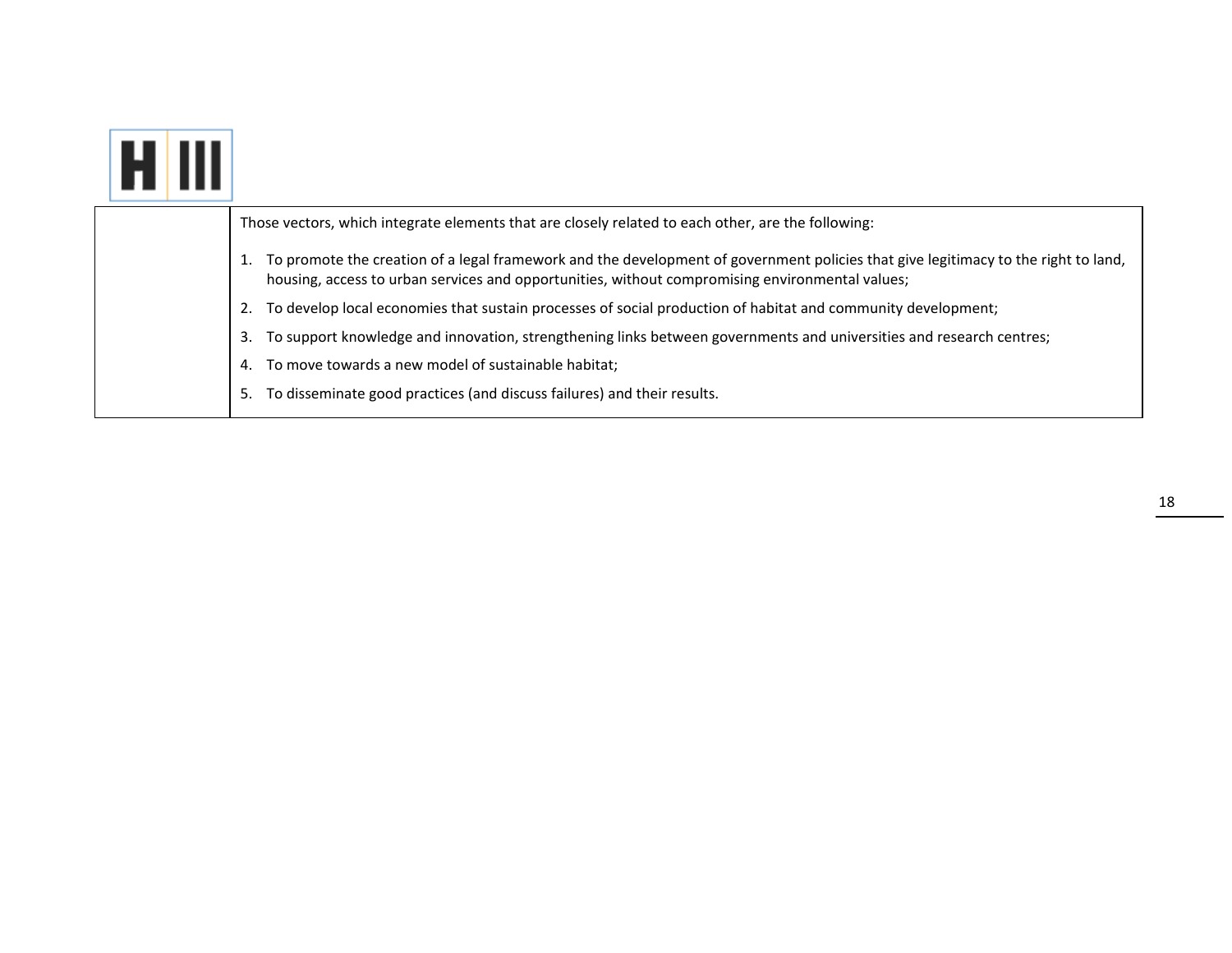| | |
|---|---|
| | Those vectors, which integrate elements that are closely related to each other, are the following:<br><br>1. To promote the creation of a legal framework and the development of government policies that give legitimacy to the right to land, housing, access to urban services and opportunities, without compromising environmental values;<br>2. To develop local economies that sustain processes of social production of habitat and community development;<br>3. To support knowledge and innovation, strengthening links between governments and universities and research centres;<br>4. To move towards a new model of sustainable habitat;<br>5. To disseminate good practices (and discuss failures) and their results. |